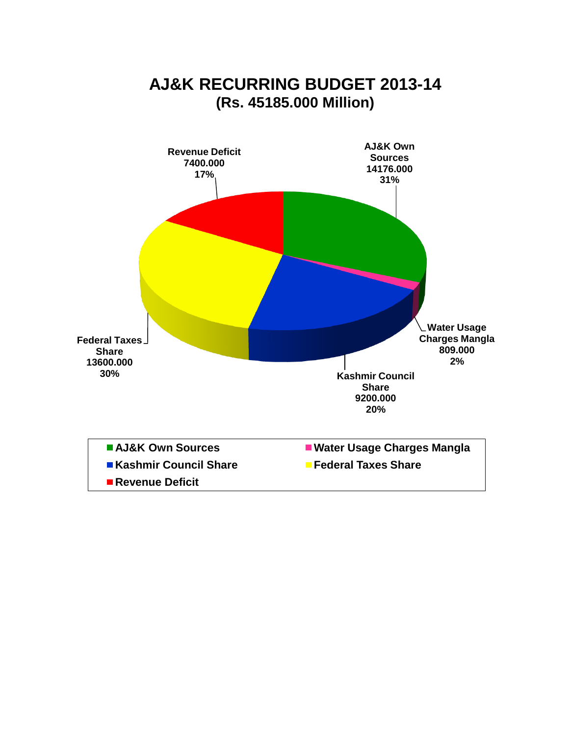# AJ&K RECURRING BUDGET 2013-14
## (Rs. 45185.000 Million)

| Source | Amount | Share |
|---|---|---|
| AJ&K Own Sources | 14176.000 | 31% |
| Water Usage Charges Mangla | 809.000 | 2% |
| Kashmir Council Share | 9200.000 | 20% |
| Federal Taxes Share | 13600.000 | 30% |
| Revenue Deficit | 7400.000 | 17% |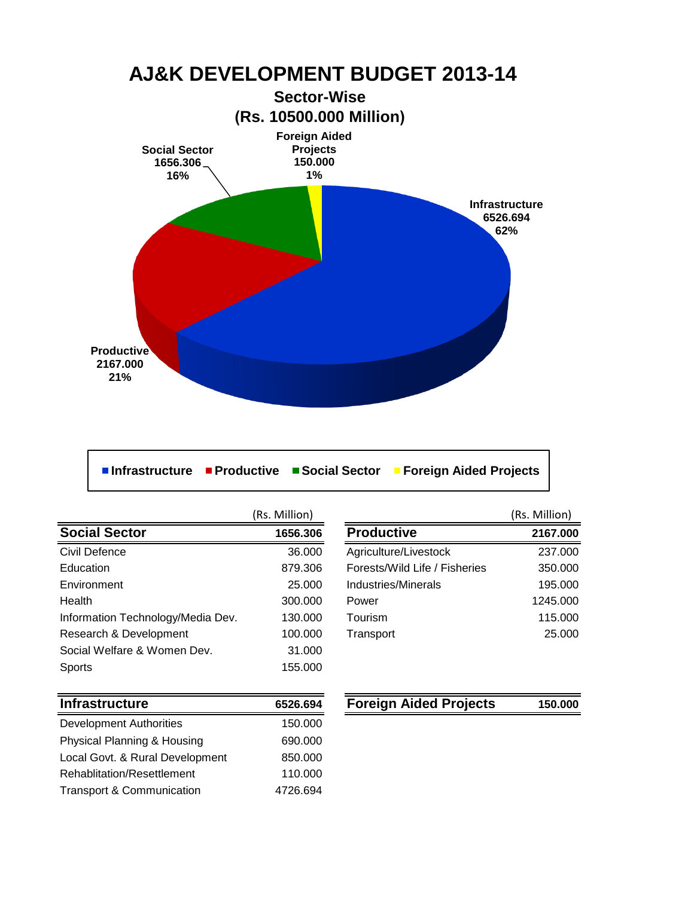# AJ&K DEVELOPMENT BUDGET 2013-14

## Sector-Wise

## (Rs. 10500.000 Million)

Foreign Aided Projects 150.000 1%

Social Sector 1656.306 16%

Infrastructure 6526.694 62%

Productive 2167.000 21%

Infrastructure | Productive | Social Sector | Foreign Aided Projects

(Rs. Million)

| Social Sector | 1656.306 |
|---|---|
| Civil Defence | 36.000 |
| Education | 879.306 |
| Environment | 25.000 |
| Health | 300.000 |
| Information Technology/Media Dev. | 130.000 |
| Research & Development | 100.000 |
| Social Welfare & Women Dev. | 31.000 |
| Sports | 155.000 |

(Rs. Million)

| Productive | 2167.000 |
|---|---|
| Agriculture/Livestock | 237.000 |
| Forests/Wild Life / Fisheries | 350.000 |
| Industries/Minerals | 195.000 |
| Power | 1245.000 |
| Tourism | 115.000 |
| Transport | 25.000 |

| Infrastructure | 6526.694 |
|---|---|
| Development Authorities | 150.000 |
| Physical Planning & Housing | 690.000 |
| Local Govt. & Rural Development | 850.000 |
| Rehablitation/Resettlement | 110.000 |
| Transport & Communication | 4726.694 |

| Foreign Aided Projects | 150.000 |
|---|---|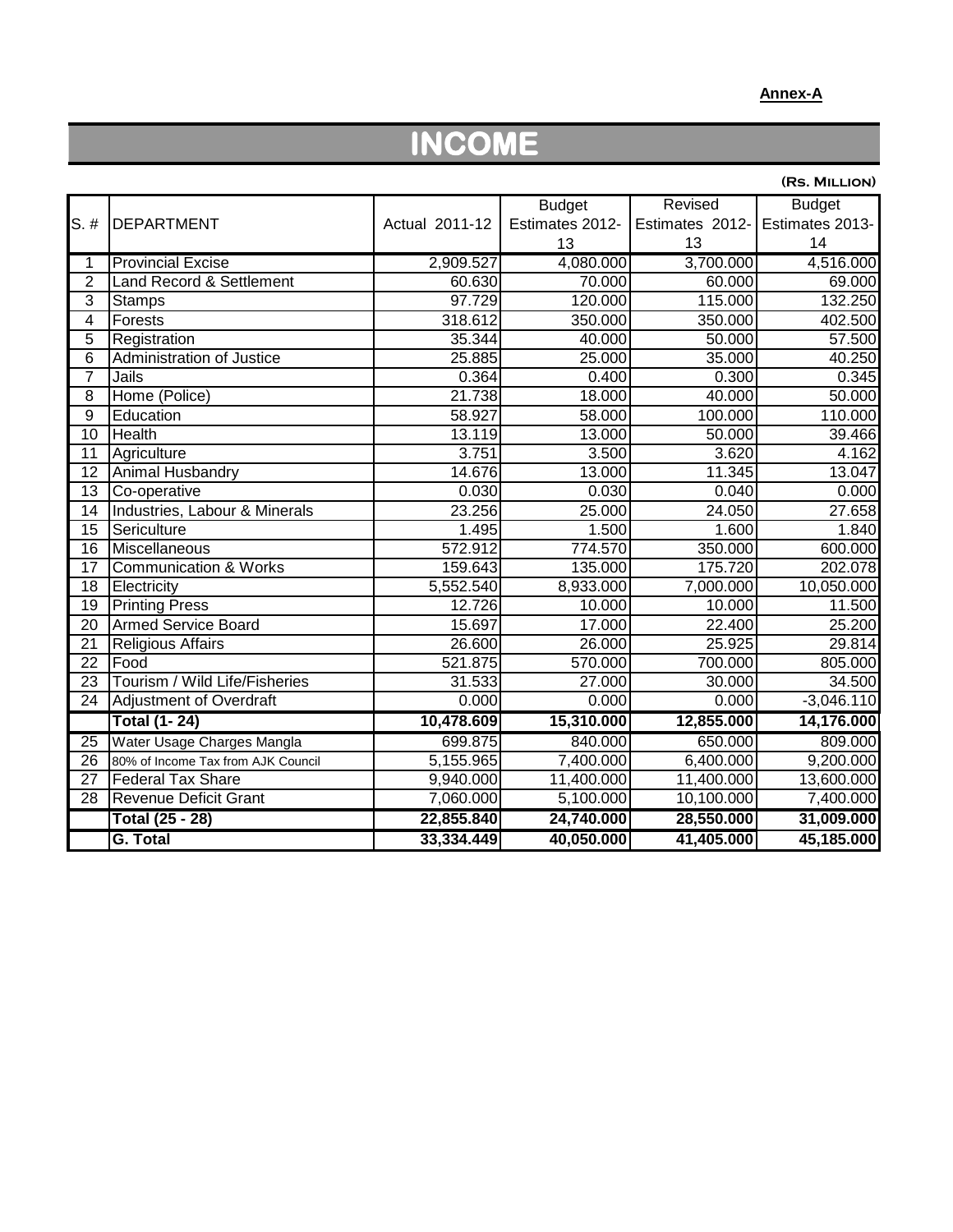**Annex-A**

# INCOME

(Rs. Million)

| S. # | DEPARTMENT | Actual 2011-12 | Budget Estimates 2012-13 | Revised Estimates 2012-13 | Budget Estimates 2013-14 |
|---|---|---|---|---|---|
| 1 | Provincial Excise | 2,909.527 | 4,080.000 | 3,700.000 | 4,516.000 |
| 2 | Land Record & Settlement | 60.630 | 70.000 | 60.000 | 69.000 |
| 3 | Stamps | 97.729 | 120.000 | 115.000 | 132.250 |
| 4 | Forests | 318.612 | 350.000 | 350.000 | 402.500 |
| 5 | Registration | 35.344 | 40.000 | 50.000 | 57.500 |
| 6 | Administration of Justice | 25.885 | 25.000 | 35.000 | 40.250 |
| 7 | Jails | 0.364 | 0.400 | 0.300 | 0.345 |
| 8 | Home (Police) | 21.738 | 18.000 | 40.000 | 50.000 |
| 9 | Education | 58.927 | 58.000 | 100.000 | 110.000 |
| 10 | Health | 13.119 | 13.000 | 50.000 | 39.466 |
| 11 | Agriculture | 3.751 | 3.500 | 3.620 | 4.162 |
| 12 | Animal Husbandry | 14.676 | 13.000 | 11.345 | 13.047 |
| 13 | Co-operative | 0.030 | 0.030 | 0.040 | 0.000 |
| 14 | Industries, Labour & Minerals | 23.256 | 25.000 | 24.050 | 27.658 |
| 15 | Sericulture | 1.495 | 1.500 | 1.600 | 1.840 |
| 16 | Miscellaneous | 572.912 | 774.570 | 350.000 | 600.000 |
| 17 | Communication & Works | 159.643 | 135.000 | 175.720 | 202.078 |
| 18 | Electricity | 5,552.540 | 8,933.000 | 7,000.000 | 10,050.000 |
| 19 | Printing Press | 12.726 | 10.000 | 10.000 | 11.500 |
| 20 | Armed Service Board | 15.697 | 17.000 | 22.400 | 25.200 |
| 21 | Religious Affairs | 26.600 | 26.000 | 25.925 | 29.814 |
| 22 | Food | 521.875 | 570.000 | 700.000 | 805.000 |
| 23 | Tourism / Wild Life/Fisheries | 31.533 | 27.000 | 30.000 | 34.500 |
| 24 | Adjustment of Overdraft | 0.000 | 0.000 | 0.000 | -3,046.110 |
| | **Total (1- 24)** | **10,478.609** | **15,310.000** | **12,855.000** | **14,176.000** |
| 25 | Water Usage Charges Mangla | 699.875 | 840.000 | 650.000 | 809.000 |
| 26 | 80% of Income Tax from AJK Council | 5,155.965 | 7,400.000 | 6,400.000 | 9,200.000 |
| 27 | Federal Tax Share | 9,940.000 | 11,400.000 | 11,400.000 | 13,600.000 |
| 28 | Revenue Deficit Grant | 7,060.000 | 5,100.000 | 10,100.000 | 7,400.000 |
| | **Total (25 - 28)** | **22,855.840** | **24,740.000** | **28,550.000** | **31,009.000** |
| | **G. Total** | **33,334.449** | **40,050.000** | **41,405.000** | **45,185.000** |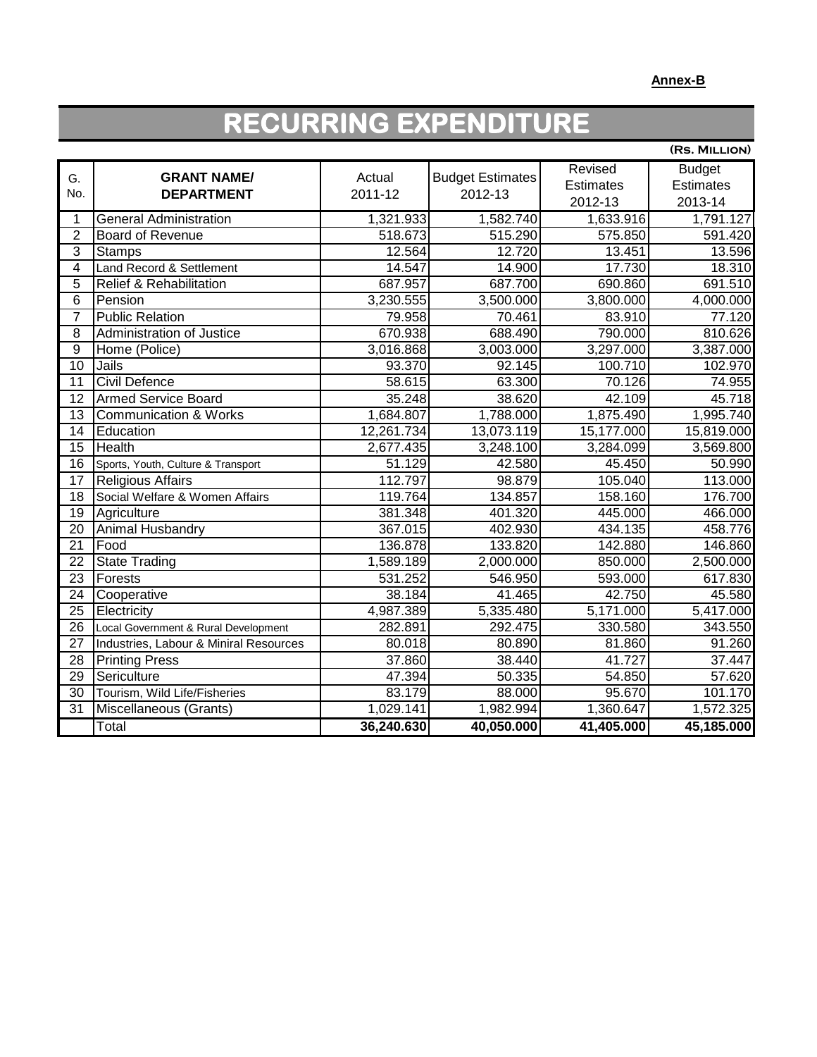**Annex-B**

# RECURRING EXPENDITURE

(Rs. Million)

| G. No. | GRANT NAME/ DEPARTMENT | Actual 2011-12 | Budget Estimates 2012-13 | Revised Estimates 2012-13 | Budget Estimates 2013-14 |
|---|---|---|---|---|---|
| 1 | General Administration | 1,321.933 | 1,582.740 | 1,633.916 | 1,791.127 |
| 2 | Board of Revenue | 518.673 | 515.290 | 575.850 | 591.420 |
| 3 | Stamps | 12.564 | 12.720 | 13.451 | 13.596 |
| 4 | Land Record & Settlement | 14.547 | 14.900 | 17.730 | 18.310 |
| 5 | Relief & Rehabilitation | 687.957 | 687.700 | 690.860 | 691.510 |
| 6 | Pension | 3,230.555 | 3,500.000 | 3,800.000 | 4,000.000 |
| 7 | Public Relation | 79.958 | 70.461 | 83.910 | 77.120 |
| 8 | Administration of Justice | 670.938 | 688.490 | 790.000 | 810.626 |
| 9 | Home (Police) | 3,016.868 | 3,003.000 | 3,297.000 | 3,387.000 |
| 10 | Jails | 93.370 | 92.145 | 100.710 | 102.970 |
| 11 | Civil Defence | 58.615 | 63.300 | 70.126 | 74.955 |
| 12 | Armed Service Board | 35.248 | 38.620 | 42.109 | 45.718 |
| 13 | Communication & Works | 1,684.807 | 1,788.000 | 1,875.490 | 1,995.740 |
| 14 | Education | 12,261.734 | 13,073.119 | 15,177.000 | 15,819.000 |
| 15 | Health | 2,677.435 | 3,248.100 | 3,284.099 | 3,569.800 |
| 16 | Sports, Youth, Culture & Transport | 51.129 | 42.580 | 45.450 | 50.990 |
| 17 | Religious Affairs | 112.797 | 98.879 | 105.040 | 113.000 |
| 18 | Social Welfare & Women Affairs | 119.764 | 134.857 | 158.160 | 176.700 |
| 19 | Agriculture | 381.348 | 401.320 | 445.000 | 466.000 |
| 20 | Animal Husbandry | 367.015 | 402.930 | 434.135 | 458.776 |
| 21 | Food | 136.878 | 133.820 | 142.880 | 146.860 |
| 22 | State Trading | 1,589.189 | 2,000.000 | 850.000 | 2,500.000 |
| 23 | Forests | 531.252 | 546.950 | 593.000 | 617.830 |
| 24 | Cooperative | 38.184 | 41.465 | 42.750 | 45.580 |
| 25 | Electricity | 4,987.389 | 5,335.480 | 5,171.000 | 5,417.000 |
| 26 | Local Government & Rural Development | 282.891 | 292.475 | 330.580 | 343.550 |
| 27 | Industries, Labour & Miniral Resources | 80.018 | 80.890 | 81.860 | 91.260 |
| 28 | Printing Press | 37.860 | 38.440 | 41.727 | 37.447 |
| 29 | Sericulture | 47.394 | 50.335 | 54.850 | 57.620 |
| 30 | Tourism, Wild Life/Fisheries | 83.179 | 88.000 | 95.670 | 101.170 |
| 31 | Miscellaneous (Grants) | 1,029.141 | 1,982.994 | 1,360.647 | 1,572.325 |
| | Total | **36,240.630** | **40,050.000** | **41,405.000** | **45,185.000** |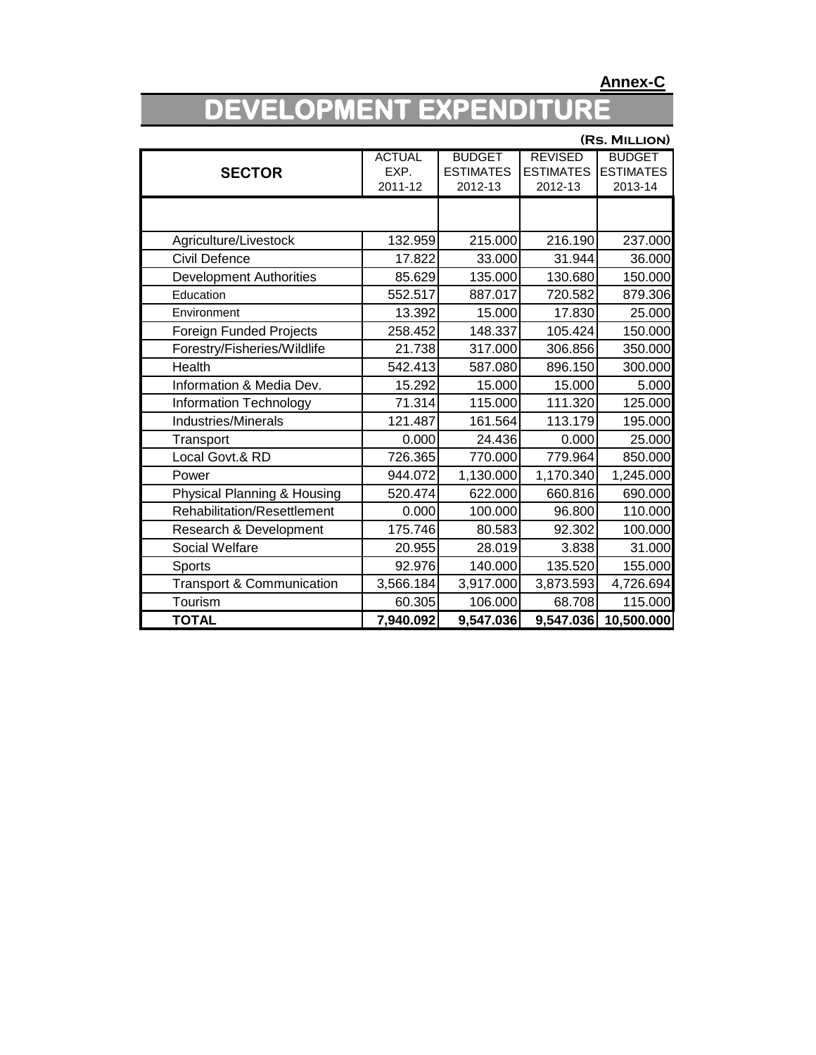Annex-C

# DEVELOPMENT EXPENDITURE

(Rs. Million)

| SECTOR | ACTUAL EXP. 2011-12 | BUDGET ESTIMATES 2012-13 | REVISED ESTIMATES 2012-13 | BUDGET ESTIMATES 2013-14 |
|---|---|---|---|---|
| Agriculture/Livestock | 132.959 | 215.000 | 216.190 | 237.000 |
| Civil Defence | 17.822 | 33.000 | 31.944 | 36.000 |
| Development Authorities | 85.629 | 135.000 | 130.680 | 150.000 |
| Education | 552.517 | 887.017 | 720.582 | 879.306 |
| Environment | 13.392 | 15.000 | 17.830 | 25.000 |
| Foreign Funded Projects | 258.452 | 148.337 | 105.424 | 150.000 |
| Forestry/Fisheries/Wildlife | 21.738 | 317.000 | 306.856 | 350.000 |
| Health | 542.413 | 587.080 | 896.150 | 300.000 |
| Information & Media Dev. | 15.292 | 15.000 | 15.000 | 5.000 |
| Information Technology | 71.314 | 115.000 | 111.320 | 125.000 |
| Industries/Minerals | 121.487 | 161.564 | 113.179 | 195.000 |
| Transport | 0.000 | 24.436 | 0.000 | 25.000 |
| Local Govt.& RD | 726.365 | 770.000 | 779.964 | 850.000 |
| Power | 944.072 | 1,130.000 | 1,170.340 | 1,245.000 |
| Physical Planning & Housing | 520.474 | 622.000 | 660.816 | 690.000 |
| Rehabilitation/Resettlement | 0.000 | 100.000 | 96.800 | 110.000 |
| Research & Development | 175.746 | 80.583 | 92.302 | 100.000 |
| Social Welfare | 20.955 | 28.019 | 3.838 | 31.000 |
| Sports | 92.976 | 140.000 | 135.520 | 155.000 |
| Transport & Communication | 3,566.184 | 3,917.000 | 3,873.593 | 4,726.694 |
| Tourism | 60.305 | 106.000 | 68.708 | 115.000 |
| **TOTAL** | **7,940.092** | **9,547.036** | **9,547.036** | **10,500.000** |